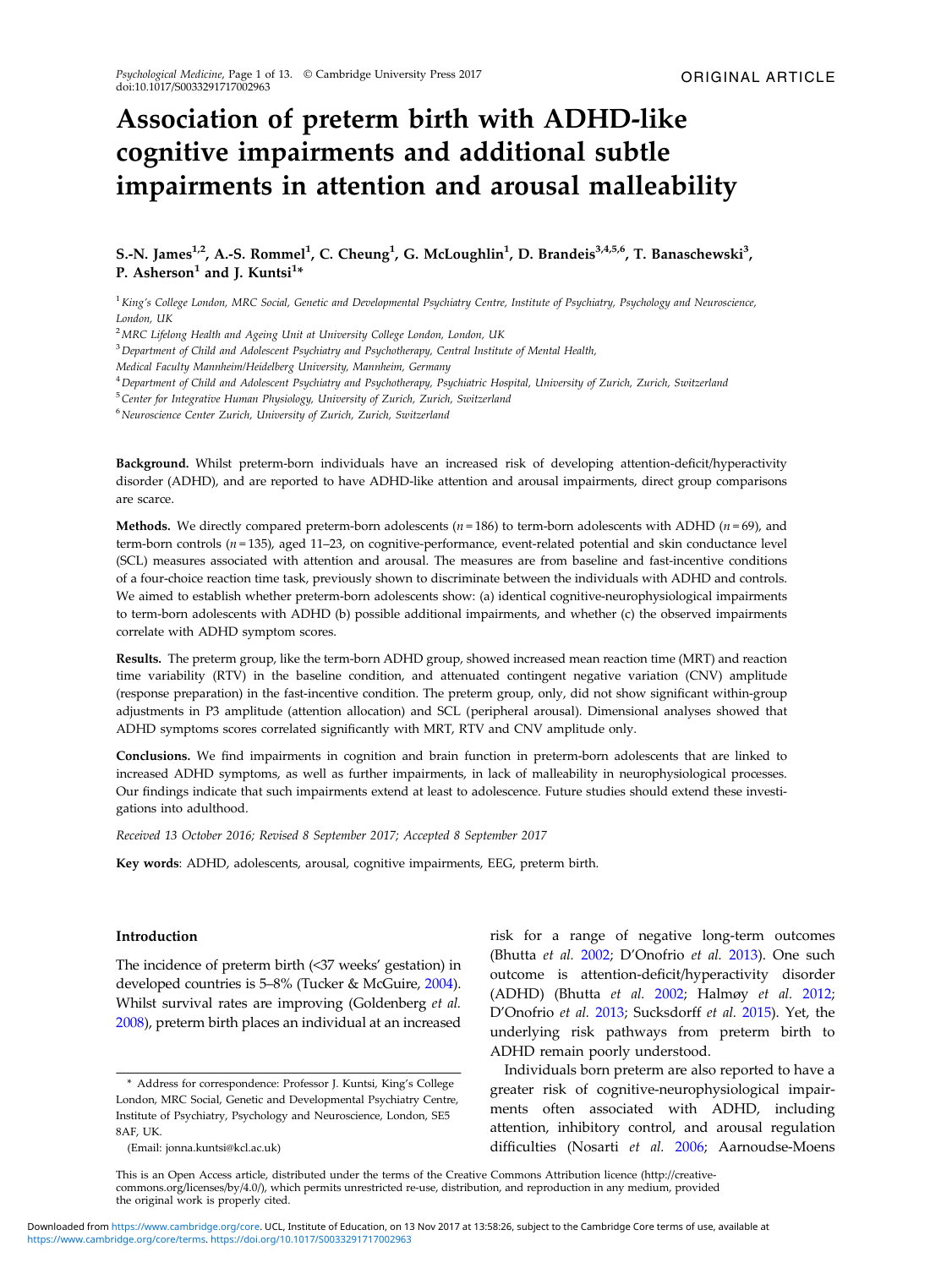ORIGINAL ARTICLE

# Association of preterm birth with ADHD-like cognitive impairments and additional subtle impairments in attention and arousal malleability

S.-N. James[1,2], A.-S. Rommel[1], C. Cheung[1], G. McLoughlin[1], D. Brandeis[3,4,5,6], T. Banaschewski[3], P. Asherson[1] and J. Kuntsi[1]*

[1] *King's College London, MRC Social, Genetic and Developmental Psychiatry Centre, Institute of Psychiatry, Psychology and Neuroscience, London, UK*

[2] *MRC Lifelong Health and Ageing Unit at University College London, London, UK*

[3] *Department of Child and Adolescent Psychiatry and Psychotherapy, Central Institute of Mental Health, Medical Faculty Mannheim/Heidelberg University, Mannheim, Germany*

[4] *Department of Child and Adolescent Psychiatry and Psychotherapy, Psychiatric Hospital, University of Zurich, Zurich, Switzerland*

[5] *Center for Integrative Human Physiology, University of Zurich, Zurich, Switzerland*

[6] *Neuroscience Center Zurich, University of Zurich, Zurich, Switzerland*

**Background.** Whilst preterm-born individuals have an increased risk of developing attention-deficit/hyperactivity disorder (ADHD), and are reported to have ADHD-like attention and arousal impairments, direct group comparisons are scarce.

**Methods.** We directly compared preterm-born adolescents ($n = 186$) to term-born adolescents with ADHD ($n = 69$), and term-born controls ($n = 135$), aged 11–23, on cognitive-performance, event-related potential and skin conductance level (SCL) measures associated with attention and arousal. The measures are from baseline and fast-incentive conditions of a four-choice reaction time task, previously shown to discriminate between the individuals with ADHD and controls. We aimed to establish whether preterm-born adolescents show: (a) identical cognitive-neurophysiological impairments to term-born adolescents with ADHD (b) possible additional impairments, and whether (c) the observed impairments correlate with ADHD symptom scores.

**Results.** The preterm group, like the term-born ADHD group, showed increased mean reaction time (MRT) and reaction time variability (RTV) in the baseline condition, and attenuated contingent negative variation (CNV) amplitude (response preparation) in the fast-incentive condition. The preterm group, only, did not show significant within-group adjustments in P3 amplitude (attention allocation) and SCL (peripheral arousal). Dimensional analyses showed that ADHD symptoms scores correlated significantly with MRT, RTV and CNV amplitude only.

**Conclusions.** We find impairments in cognition and brain function in preterm-born adolescents that are linked to increased ADHD symptoms, as well as further impairments, in lack of malleability in neurophysiological processes. Our findings indicate that such impairments extend at least to adolescence. Future studies should extend these investigations into adulthood.

*Received 13 October 2016; Revised 8 September 2017; Accepted 8 September 2017*

**Key words**: ADHD, adolescents, arousal, cognitive impairments, EEG, preterm birth.

## Introduction

The incidence of preterm birth (<37 weeks' gestation) in developed countries is 5–8% (Tucker & McGuire, 2004). Whilst survival rates are improving (Goldenberg *et al.* 2008), preterm birth places an individual at an increased risk for a range of negative long-term outcomes (Bhutta *et al.* 2002; D'Onofrio *et al.* 2013). One such outcome is attention-deficit/hyperactivity disorder (ADHD) (Bhutta *et al.* 2002; Halmøy *et al.* 2012; D'Onofrio *et al.* 2013; Sucksdorff *et al.* 2015). Yet, the underlying risk pathways from preterm birth to ADHD remain poorly understood.

Individuals born preterm are also reported to have a greater risk of cognitive-neurophysiological impairments often associated with ADHD, including attention, inhibitory control, and arousal regulation difficulties (Nosarti *et al.* 2006; Aarnoudse-Moens

\* Address for correspondence: Professor J. Kuntsi, King's College London, MRC Social, Genetic and Developmental Psychiatry Centre, Institute of Psychiatry, Psychology and Neuroscience, London, SE5 8AF, UK.

(Email: jonna.kuntsi@kcl.ac.uk)

This is an Open Access article, distributed under the terms of the Creative Commons Attribution licence (http://creativecommons.org/licenses/by/4.0/), which permits unrestricted re-use, distribution, and reproduction in any medium, provided the original work is properly cited.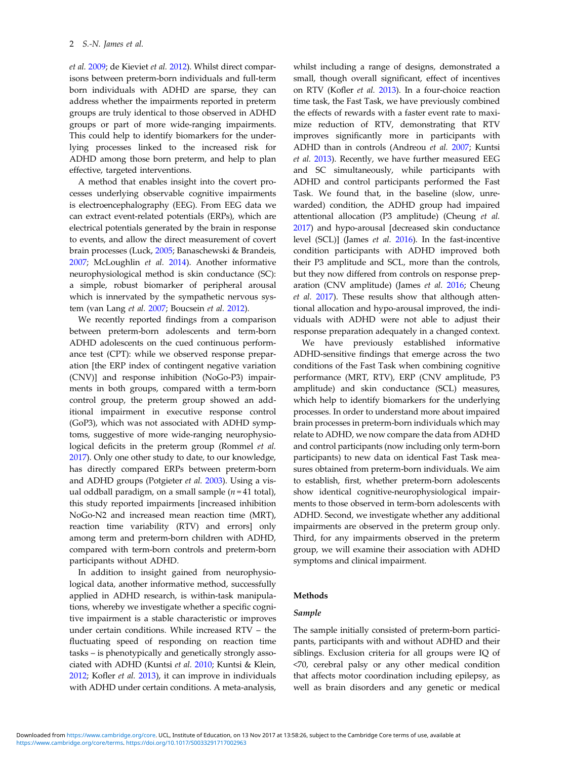*et al.* 2009; de Kieviet *et al.* 2012). Whilst direct comparisons between preterm-born individuals and full-term born individuals with ADHD are sparse, they can address whether the impairments reported in preterm groups are truly identical to those observed in ADHD groups or part of more wide-ranging impairments. This could help to identify biomarkers for the underlying processes linked to the increased risk for ADHD among those born preterm, and help to plan effective, targeted interventions.

A method that enables insight into the covert processes underlying observable cognitive impairments is electroencephalography (EEG). From EEG data we can extract event-related potentials (ERPs), which are electrical potentials generated by the brain in response to events, and allow the direct measurement of covert brain processes (Luck, 2005; Banaschewski & Brandeis, 2007; McLoughlin *et al.* 2014). Another informative neurophysiological method is skin conductance (SC): a simple, robust biomarker of peripheral arousal which is innervated by the sympathetic nervous system (van Lang *et al.* 2007; Boucsein *et al.* 2012).

We recently reported findings from a comparison between preterm-born adolescents and term-born ADHD adolescents on the cued continuous performance test (CPT): while we observed response preparation [the ERP index of contingent negative variation (CNV)] and response inhibition (NoGo-P3) impairments in both groups, compared with a term-born control group, the preterm group showed an additional impairment in executive response control (GoP3), which was not associated with ADHD symptoms, suggestive of more wide-ranging neurophysiological deficits in the preterm group (Rommel *et al.* 2017). Only one other study to date, to our knowledge, has directly compared ERPs between preterm-born and ADHD groups (Potgieter *et al.* 2003). Using a visual oddball paradigm, on a small sample ($n = 41$ total), this study reported impairments [increased inhibition NoGo-N2 and increased mean reaction time (MRT), reaction time variability (RTV) and errors] only among term and preterm-born children with ADHD, compared with term-born controls and preterm-born participants without ADHD.

In addition to insight gained from neurophysiological data, another informative method, successfully applied in ADHD research, is within-task manipulations, whereby we investigate whether a specific cognitive impairment is a stable characteristic or improves under certain conditions. While increased RTV – the fluctuating speed of responding on reaction time tasks – is phenotypically and genetically strongly associated with ADHD (Kuntsi *et al.* 2010; Kuntsi & Klein, 2012; Kofler *et al.* 2013), it can improve in individuals with ADHD under certain conditions. A meta-analysis, whilst including a range of designs, demonstrated a small, though overall significant, effect of incentives on RTV (Kofler *et al.* 2013). In a four-choice reaction time task, the Fast Task, we have previously combined the effects of rewards with a faster event rate to maximize reduction of RTV, demonstrating that RTV improves significantly more in participants with ADHD than in controls (Andreou *et al.* 2007; Kuntsi *et al.* 2013). Recently, we have further measured EEG and SC simultaneously, while participants with ADHD and control participants performed the Fast Task. We found that, in the baseline (slow, unrewarded) condition, the ADHD group had impaired attentional allocation (P3 amplitude) (Cheung *et al.* 2017) and hypo-arousal [decreased skin conductance level (SCL)] (James *et al.* 2016). In the fast-incentive condition participants with ADHD improved both their P3 amplitude and SCL, more than the controls, but they now differed from controls on response preparation (CNV amplitude) (James *et al.* 2016; Cheung *et al.* 2017). These results show that although attentional allocation and hypo-arousal improved, the individuals with ADHD were not able to adjust their response preparation adequately in a changed context.

We have previously established informative ADHD-sensitive findings that emerge across the two conditions of the Fast Task when combining cognitive performance (MRT, RTV), ERP (CNV amplitude, P3 amplitude) and skin conductance (SCL) measures, which help to identify biomarkers for the underlying processes. In order to understand more about impaired brain processes in preterm-born individuals which may relate to ADHD, we now compare the data from ADHD and control participants (now including only term-born participants) to new data on identical Fast Task measures obtained from preterm-born individuals. We aim to establish, first, whether preterm-born adolescents show identical cognitive-neurophysiological impairments to those observed in term-born adolescents with ADHD. Second, we investigate whether any additional impairments are observed in the preterm group only. Third, for any impairments observed in the preterm group, we will examine their association with ADHD symptoms and clinical impairment.

## Methods

### *Sample*

The sample initially consisted of preterm-born participants, participants with and without ADHD and their siblings. Exclusion criteria for all groups were IQ of <70, cerebral palsy or any other medical condition that affects motor coordination including epilepsy, as well as brain disorders and any genetic or medical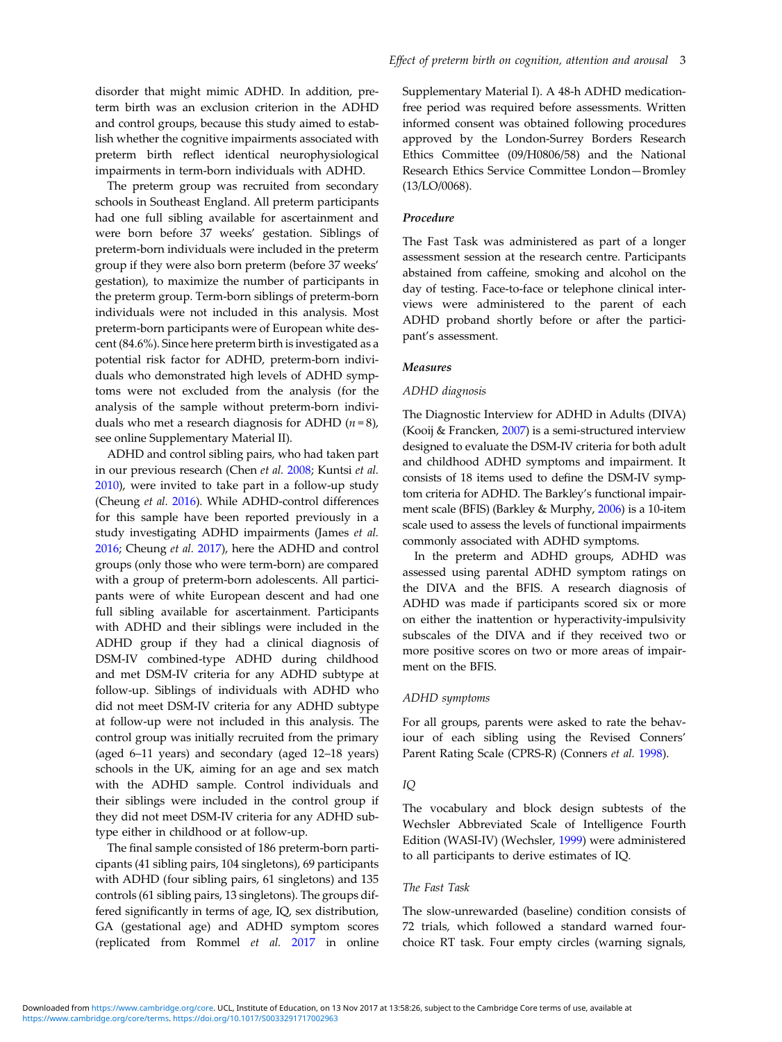disorder that might mimic ADHD. In addition, preterm birth was an exclusion criterion in the ADHD and control groups, because this study aimed to establish whether the cognitive impairments associated with preterm birth reflect identical neurophysiological impairments in term-born individuals with ADHD.

The preterm group was recruited from secondary schools in Southeast England. All preterm participants had one full sibling available for ascertainment and were born before 37 weeks' gestation. Siblings of preterm-born individuals were included in the preterm group if they were also born preterm (before 37 weeks' gestation), to maximize the number of participants in the preterm group. Term-born siblings of preterm-born individuals were not included in this analysis. Most preterm-born participants were of European white descent (84.6%). Since here preterm birth is investigated as a potential risk factor for ADHD, preterm-born individuals who demonstrated high levels of ADHD symptoms were not excluded from the analysis (for the analysis of the sample without preterm-born individuals who met a research diagnosis for ADHD ($n = 8$), see online Supplementary Material II).

ADHD and control sibling pairs, who had taken part in our previous research (Chen *et al.* 2008; Kuntsi *et al.* 2010), were invited to take part in a follow-up study (Cheung *et al.* 2016). While ADHD-control differences for this sample have been reported previously in a study investigating ADHD impairments (James *et al.* 2016; Cheung *et al.* 2017), here the ADHD and control groups (only those who were term-born) are compared with a group of preterm-born adolescents. All participants were of white European descent and had one full sibling available for ascertainment. Participants with ADHD and their siblings were included in the ADHD group if they had a clinical diagnosis of DSM-IV combined-type ADHD during childhood and met DSM-IV criteria for any ADHD subtype at follow-up. Siblings of individuals with ADHD who did not meet DSM-IV criteria for any ADHD subtype at follow-up were not included in this analysis. The control group was initially recruited from the primary (aged 6–11 years) and secondary (aged 12–18 years) schools in the UK, aiming for an age and sex match with the ADHD sample. Control individuals and their siblings were included in the control group if they did not meet DSM-IV criteria for any ADHD subtype either in childhood or at follow-up.

The final sample consisted of 186 preterm-born participants (41 sibling pairs, 104 singletons), 69 participants with ADHD (four sibling pairs, 61 singletons) and 135 controls (61 sibling pairs, 13 singletons). The groups differed significantly in terms of age, IQ, sex distribution, GA (gestational age) and ADHD symptom scores (replicated from Rommel *et al.* 2017 in online Supplementary Material I). A 48-h ADHD medication-free period was required before assessments. Written informed consent was obtained following procedures approved by the London-Surrey Borders Research Ethics Committee (09/H0806/58) and the National Research Ethics Service Committee London—Bromley (13/LO/0068).

### Procedure

The Fast Task was administered as part of a longer assessment session at the research centre. Participants abstained from caffeine, smoking and alcohol on the day of testing. Face-to-face or telephone clinical interviews were administered to the parent of each ADHD proband shortly before or after the participant's assessment.

### Measures

#### *ADHD diagnosis*

The Diagnostic Interview for ADHD in Adults (DIVA) (Kooij & Francken, 2007) is a semi-structured interview designed to evaluate the DSM-IV criteria for both adult and childhood ADHD symptoms and impairment. It consists of 18 items used to define the DSM-IV symptom criteria for ADHD. The Barkley's functional impairment scale (BFIS) (Barkley & Murphy, 2006) is a 10-item scale used to assess the levels of functional impairments commonly associated with ADHD symptoms.

In the preterm and ADHD groups, ADHD was assessed using parental ADHD symptom ratings on the DIVA and the BFIS. A research diagnosis of ADHD was made if participants scored six or more on either the inattention or hyperactivity-impulsivity subscales of the DIVA and if they received two or more positive scores on two or more areas of impairment on the BFIS.

#### *ADHD symptoms*

For all groups, parents were asked to rate the behaviour of each sibling using the Revised Conners' Parent Rating Scale (CPRS-R) (Conners *et al.* 1998).

#### *IQ*

The vocabulary and block design subtests of the Wechsler Abbreviated Scale of Intelligence Fourth Edition (WASI-IV) (Wechsler, 1999) were administered to all participants to derive estimates of IQ.

#### *The Fast Task*

The slow-unrewarded (baseline) condition consists of 72 trials, which followed a standard warned four-choice RT task. Four empty circles (warning signals,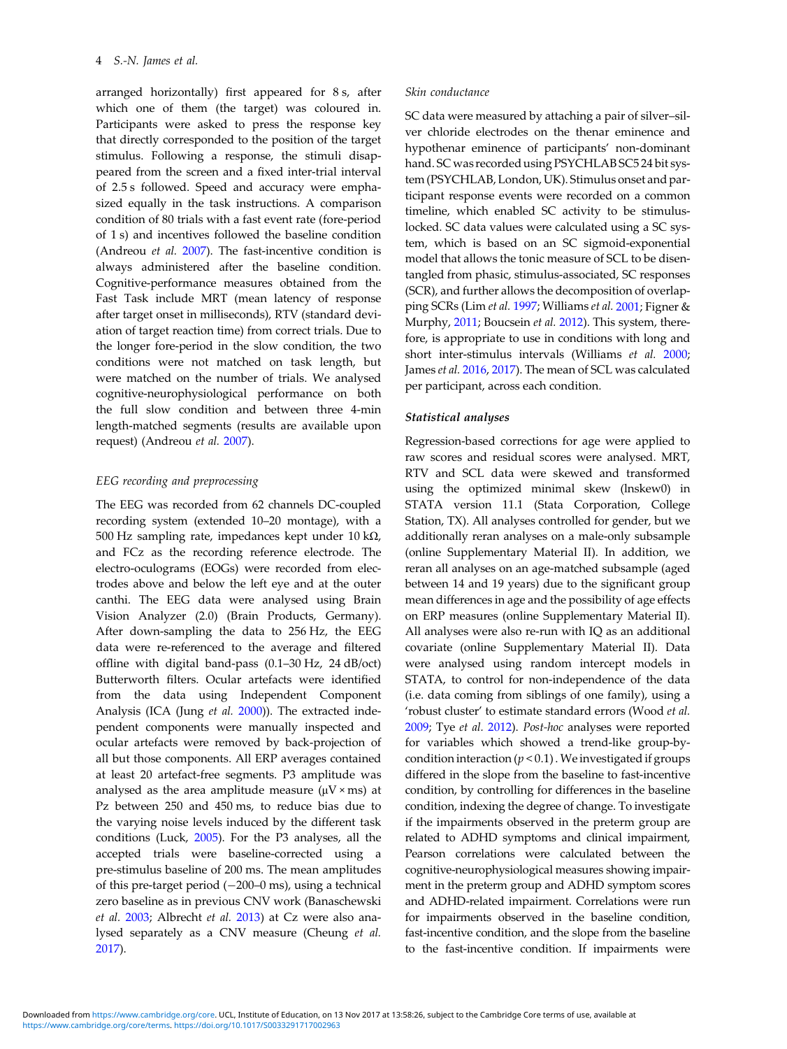arranged horizontally) first appeared for 8 s, after which one of them (the target) was coloured in. Participants were asked to press the response key that directly corresponded to the position of the target stimulus. Following a response, the stimuli disappeared from the screen and a fixed inter-trial interval of 2.5 s followed. Speed and accuracy were emphasized equally in the task instructions. A comparison condition of 80 trials with a fast event rate (fore-period of 1 s) and incentives followed the baseline condition (Andreou *et al.* 2007). The fast-incentive condition is always administered after the baseline condition. Cognitive-performance measures obtained from the Fast Task include MRT (mean latency of response after target onset in milliseconds), RTV (standard deviation of target reaction time) from correct trials. Due to the longer fore-period in the slow condition, the two conditions were not matched on task length, but were matched on the number of trials. We analysed cognitive-neurophysiological performance on both the full slow condition and between three 4-min length-matched segments (results are available upon request) (Andreou *et al.* 2007).

### *EEG recording and preprocessing*

The EEG was recorded from 62 channels DC-coupled recording system (extended 10–20 montage), with a 500 Hz sampling rate, impedances kept under 10 kΩ, and FCz as the recording reference electrode. The electro-oculograms (EOGs) were recorded from electrodes above and below the left eye and at the outer canthi. The EEG data were analysed using Brain Vision Analyzer (2.0) (Brain Products, Germany). After down-sampling the data to 256 Hz, the EEG data were re-referenced to the average and filtered offline with digital band-pass (0.1–30 Hz, 24 dB/oct) Butterworth filters. Ocular artefacts were identified from the data using Independent Component Analysis (ICA (Jung *et al.* 2000)). The extracted independent components were manually inspected and ocular artefacts were removed by back-projection of all but those components. All ERP averages contained at least 20 artefact-free segments. P3 amplitude was analysed as the area amplitude measure (μV × ms) at Pz between 250 and 450 ms, to reduce bias due to the varying noise levels induced by the different task conditions (Luck, 2005). For the P3 analyses, all the accepted trials were baseline-corrected using a pre-stimulus baseline of 200 ms. The mean amplitudes of this pre-target period (−200–0 ms), using a technical zero baseline as in previous CNV work (Banaschewski *et al.* 2003; Albrecht *et al.* 2013) at Cz were also analysed separately as a CNV measure (Cheung *et al.* 2017).

### *Skin conductance*

SC data were measured by attaching a pair of silver–silver chloride electrodes on the thenar eminence and hypothenar eminence of participants' non-dominant hand. SC was recorded using PSYCHLAB SC5 24 bit system (PSYCHLAB, London, UK). Stimulus onset and participant response events were recorded on a common timeline, which enabled SC activity to be stimulus-locked. SC data values were calculated using a SC system, which is based on an SC sigmoid-exponential model that allows the tonic measure of SCL to be disentangled from phasic, stimulus-associated, SC responses (SCR), and further allows the decomposition of overlapping SCRs (Lim *et al.* 1997; Williams *et al.* 2001; Figner & Murphy, 2011; Boucsein *et al.* 2012). This system, therefore, is appropriate to use in conditions with long and short inter-stimulus intervals (Williams *et al.* 2000; James *et al.* 2016, 2017). The mean of SCL was calculated per participant, across each condition.

### ***Statistical analyses***

Regression-based corrections for age were applied to raw scores and residual scores were analysed. MRT, RTV and SCL data were skewed and transformed using the optimized minimal skew (lnskew0) in STATA version 11.1 (Stata Corporation, College Station, TX). All analyses controlled for gender, but we additionally reran analyses on a male-only subsample (online Supplementary Material II). In addition, we reran all analyses on an age-matched subsample (aged between 14 and 19 years) due to the significant group mean differences in age and the possibility of age effects on ERP measures (online Supplementary Material II). All analyses were also re-run with IQ as an additional covariate (online Supplementary Material II). Data were analysed using random intercept models in STATA, to control for non-independence of the data (i.e. data coming from siblings of one family), using a 'robust cluster' to estimate standard errors (Wood *et al.* 2009; Tye *et al.* 2012). *Post-hoc* analyses were reported for variables which showed a trend-like group-by-condition interaction ($p < 0.1$). We investigated if groups differed in the slope from the baseline to fast-incentive condition, by controlling for differences in the baseline condition, indexing the degree of change. To investigate if the impairments observed in the preterm group are related to ADHD symptoms and clinical impairment, Pearson correlations were calculated between the cognitive-neurophysiological measures showing impairment in the preterm group and ADHD symptom scores and ADHD-related impairment. Correlations were run for impairments observed in the baseline condition, fast-incentive condition, and the slope from the baseline to the fast-incentive condition. If impairments were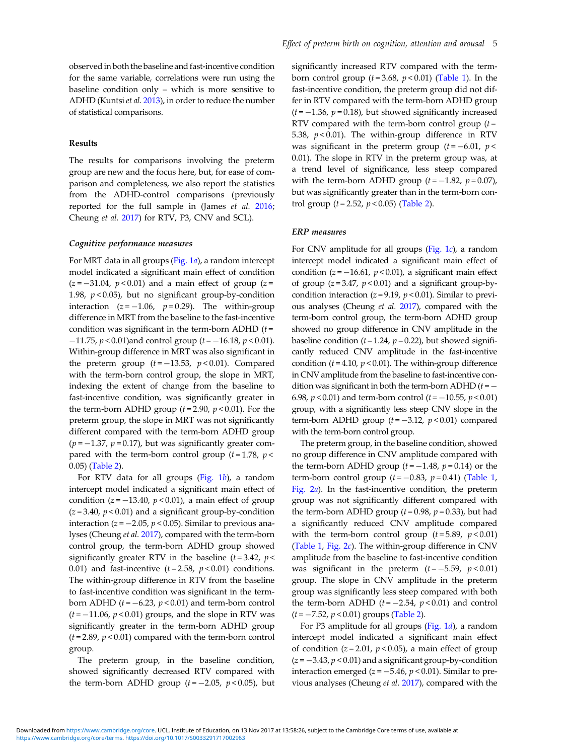observed in both the baseline and fast-incentive condition for the same variable, correlations were run using the baseline condition only – which is more sensitive to ADHD (Kuntsi *et al.* 2013), in order to reduce the number of statistical comparisons.

## Results

The results for comparisons involving the preterm group are new and the focus here, but, for ease of comparison and completeness, we also report the statistics from the ADHD-control comparisons (previously reported for the full sample in (James *et al.* 2016; Cheung *et al.* 2017) for RTV, P3, CNV and SCL).

### *Cognitive performance measures*

For MRT data in all groups (Fig. 1*a*), a random intercept model indicated a significant main effect of condition ($z = -31.04$, $p < 0.01$) and a main effect of group ($z = 1.98$, $p < 0.05$), but no significant group-by-condition interaction ($z = -1.06$, $p = 0.29$). The within-group difference in MRT from the baseline to the fast-incentive condition was significant in the term-born ADHD ($t = -11.75$, $p < 0.01$)and control group ($t = -16.18$, $p < 0.01$). Within-group difference in MRT was also significant in the preterm group ($t = -13.53$, $p < 0.01$). Compared with the term-born control group, the slope in MRT, indexing the extent of change from the baseline to fast-incentive condition, was significantly greater in the term-born ADHD group ($t = 2.90$, $p < 0.01$). For the preterm group, the slope in MRT was not significantly different compared with the term-born ADHD group ($p = -1.37$, $p = 0.17$), but was significantly greater compared with the term-born control group ($t = 1.78$, $p < 0.05$) (Table 2).

For RTV data for all groups (Fig. 1*b*), a random intercept model indicated a significant main effect of condition ($z = -13.40$, $p < 0.01$), a main effect of group ($z = 3.40$, $p < 0.01$) and a significant group-by-condition interaction ($z = -2.05$, $p < 0.05$). Similar to previous analyses (Cheung *et al.* 2017), compared with the term-born control group, the term-born ADHD group showed significantly greater RTV in the baseline ($t = 3.42$, $p < 0.01$) and fast-incentive ($t = 2.58$, $p < 0.01$) conditions. The within-group difference in RTV from the baseline to fast-incentive condition was significant in the term-born ADHD ($t = -6.23$, $p < 0.01$) and term-born control ($t = -11.06$, $p < 0.01$) groups, and the slope in RTV was significantly greater in the term-born ADHD group ($t = 2.89$, $p < 0.01$) compared with the term-born control group.

The preterm group, in the baseline condition, showed significantly decreased RTV compared with the term-born ADHD group ($t = -2.05$, $p < 0.05$), but significantly increased RTV compared with the term-born control group ($t = 3.68$, $p < 0.01$) (Table 1). In the fast-incentive condition, the preterm group did not differ in RTV compared with the term-born ADHD group ($t = -1.36$, $p = 0.18$), but showed significantly increased RTV compared with the term-born control group ($t = 5.38$, $p < 0.01$). The within-group difference in RTV was significant in the preterm group ($t = -6.01$, $p < 0.01$). The slope in RTV in the preterm group was, at a trend level of significance, less steep compared with the term-born ADHD group ($t = -1.82$, $p = 0.07$), but was significantly greater than in the term-born control group ($t = 2.52$, $p < 0.05$) (Table 2).

### *ERP measures*

For CNV amplitude for all groups (Fig. 1*c*), a random intercept model indicated a significant main effect of condition ($z = -16.61$, $p < 0.01$), a significant main effect of group ($z = 3.47$, $p < 0.01$) and a significant group-by-condition interaction ($z = 9.19$, $p < 0.01$). Similar to previous analyses (Cheung *et al.* 2017), compared with the term-born control group, the term-born ADHD group showed no group difference in CNV amplitude in the baseline condition ($t = 1.24$, $p = 0.22$), but showed significantly reduced CNV amplitude in the fast-incentive condition ($t = 4.10$, $p < 0.01$). The within-group difference in CNV amplitude from the baseline to fast-incentive condition was significant in both the term-born ADHD ($t = -6.98$, $p < 0.01$) and term-born control ($t = -10.55$, $p < 0.01$) group, with a significantly less steep CNV slope in the term-born ADHD group ($t = -3.12$, $p < 0.01$) compared with the term-born control group.

The preterm group, in the baseline condition, showed no group difference in CNV amplitude compared with the term-born ADHD group ($t = -1.48$, $p = 0.14$) or the term-born control group ($t = -0.83$, $p = 0.41$) (Table 1, Fig. 2*a*). In the fast-incentive condition, the preterm group was not significantly different compared with the term-born ADHD group ($t = 0.98$, $p = 0.33$), but had a significantly reduced CNV amplitude compared with the term-born control group ($t = 5.89$, $p < 0.01$) (Table 1, Fig. 2*c*). The within-group difference in CNV amplitude from the baseline to fast-incentive condition was significant in the preterm ($t = -5.59$, $p < 0.01$) group. The slope in CNV amplitude in the preterm group was significantly less steep compared with both the term-born ADHD ($t = -2.54$, $p < 0.01$) and control ($t = -7.52$, $p < 0.01$) groups (Table 2).

For P3 amplitude for all groups (Fig. 1*d*), a random intercept model indicated a significant main effect of condition ($z = 2.01$, $p < 0.05$), a main effect of group ($z = -3.43$, $p < 0.01$) and a significant group-by-condition interaction emerged ($z = -5.46$, $p < 0.01$). Similar to previous analyses (Cheung *et al.* 2017), compared with the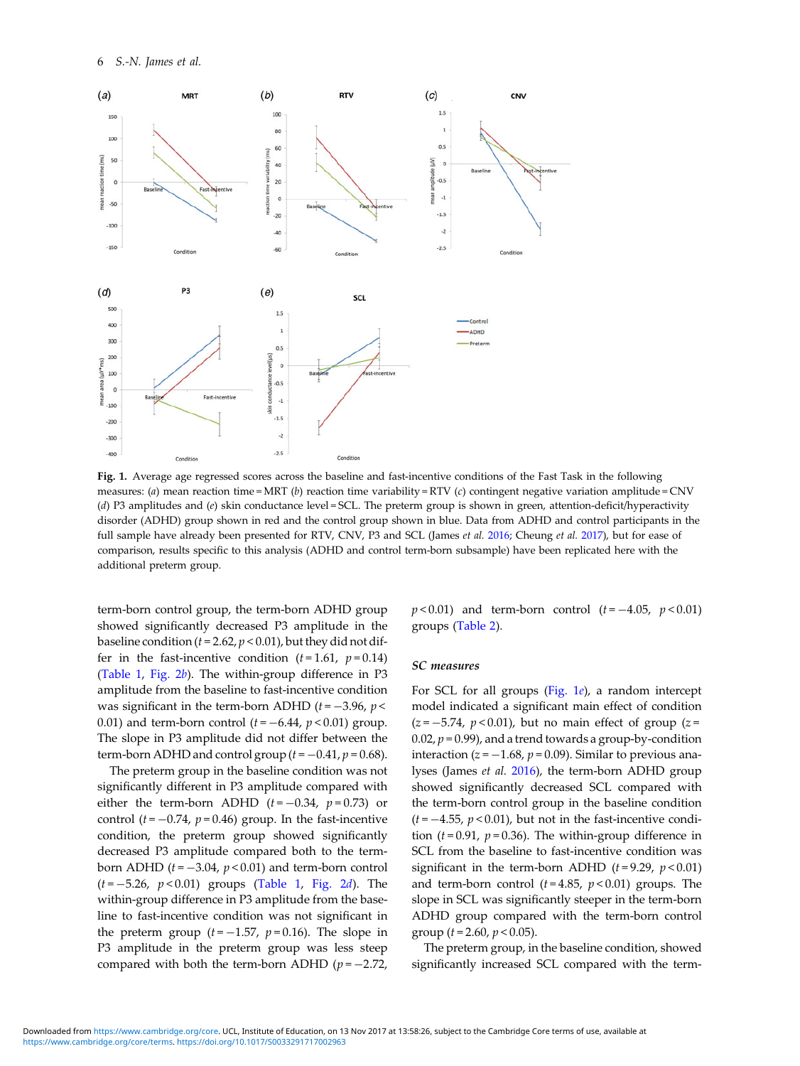**Fig. 1.** Average age regressed scores across the baseline and fast-incentive conditions of the Fast Task in the following measures: (*a*) mean reaction time = MRT (*b*) reaction time variability = RTV (*c*) contingent negative variation amplitude = CNV (*d*) P3 amplitudes and (*e*) skin conductance level = SCL. The preterm group is shown in green, attention-deficit/hyperactivity disorder (ADHD) group shown in red and the control group shown in blue. Data from ADHD and control participants in the full sample have already been presented for RTV, CNV, P3 and SCL (James *et al.* 2016; Cheung *et al.* 2017), but for ease of comparison, results specific to this analysis (ADHD and control term-born subsample) have been replicated here with the additional preterm group.

term-born control group, the term-born ADHD group showed significantly decreased P3 amplitude in the baseline condition ($t = 2.62$, $p < 0.01$), but they did not differ in the fast-incentive condition ($t = 1.61$, $p = 0.14$) (Table 1, Fig. 2*b*). The within-group difference in P3 amplitude from the baseline to fast-incentive condition was significant in the term-born ADHD ($t = -3.96$, $p < 0.01$) and term-born control ($t = -6.44$, $p < 0.01$) group. The slope in P3 amplitude did not differ between the term-born ADHD and control group ($t = -0.41$, $p = 0.68$).

The preterm group in the baseline condition was not significantly different in P3 amplitude compared with either the term-born ADHD ($t = -0.34$, $p = 0.73$) or control ($t = -0.74$, $p = 0.46$) group. In the fast-incentive condition, the preterm group showed significantly decreased P3 amplitude compared both to the term-born ADHD ($t = -3.04$, $p < 0.01$) and term-born control ($t = -5.26$, $p < 0.01$) groups (Table 1, Fig. 2*d*). The within-group difference in P3 amplitude from the baseline to fast-incentive condition was not significant in the preterm group ($t = -1.57$, $p = 0.16$). The slope in P3 amplitude in the preterm group was less steep compared with both the term-born ADHD ($p = -2.72$, $p < 0.01$) and term-born control ($t = -4.05$, $p < 0.01$) groups (Table 2).

### SC measures

For SCL for all groups (Fig. 1*e*), a random intercept model indicated a significant main effect of condition ($z = -5.74$, $p < 0.01$), but no main effect of group ($z = 0.02$, $p = 0.99$), and a trend towards a group-by-condition interaction ($z = -1.68$, $p = 0.09$). Similar to previous analyses (James *et al.* 2016), the term-born ADHD group showed significantly decreased SCL compared with the term-born control group in the baseline condition ($t = -4.55$, $p < 0.01$), but not in the fast-incentive condition ($t = 0.91$, $p = 0.36$). The within-group difference in SCL from the baseline to fast-incentive condition was significant in the term-born ADHD ($t = 9.29$, $p < 0.01$) and term-born control ($t = 4.85$, $p < 0.01$) groups. The slope in SCL was significantly steeper in the term-born ADHD group compared with the term-born control group ($t = 2.60$, $p < 0.05$).

The preterm group, in the baseline condition, showed significantly increased SCL compared with the term-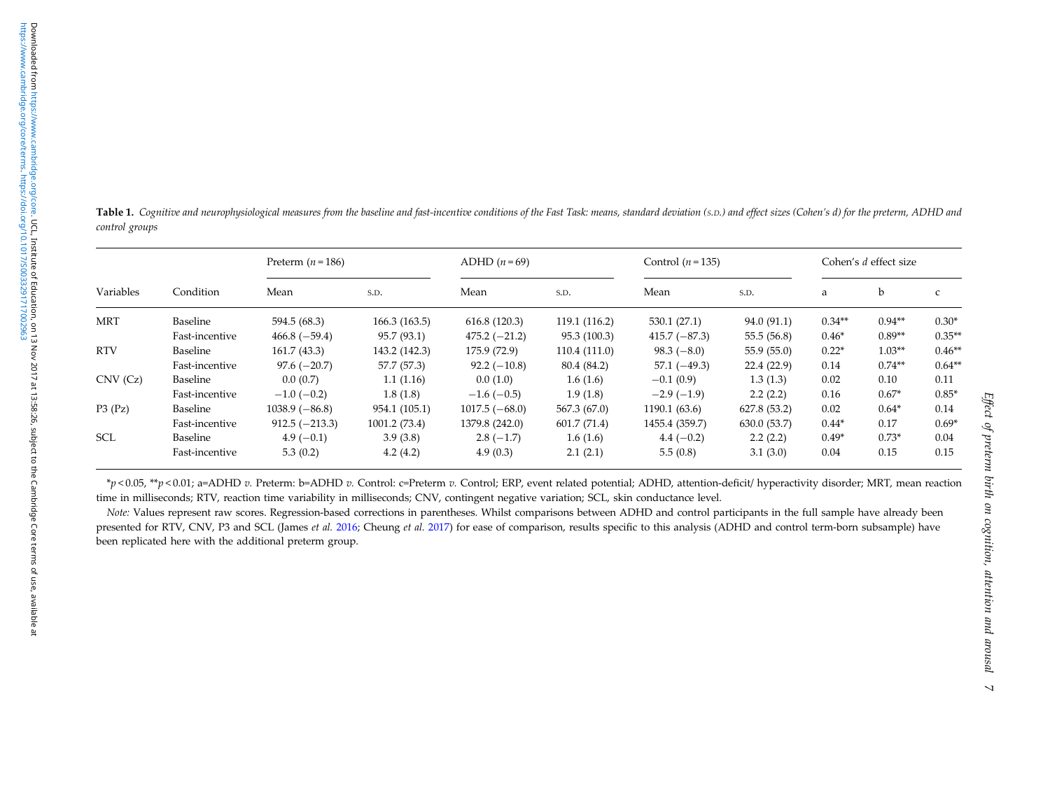**Table 1.** *Cognitive and neurophysiological measures from the baseline and fast-incentive conditions of the Fast Task: means, standard deviation (S.D.) and effect sizes (Cohen's d) for the preterm, ADHD and control groups*

| | | Preterm ($n$ = 186) | | ADHD ($n$ = 69) | | Control ($n$ = 135) | | Cohen's $d$ effect size | | |
|---|---|---|---|---|---|---|---|---|---|---|
| Variables | Condition | Mean | S.D. | Mean | S.D. | Mean | S.D. | a | b | c |
| MRT | Baseline | 594.5 (68.3) | 166.3 (163.5) | 616.8 (120.3) | 119.1 (116.2) | 530.1 (27.1) | 94.0 (91.1) | 0.34** | 0.94** | 0.30* |
| | Fast-incentive | 466.8 (−59.4) | 95.7 (93.1) | 475.2 (−21.2) | 95.3 (100.3) | 415.7 (−87.3) | 55.5 (56.8) | 0.46* | 0.89** | 0.35** |
| RTV | Baseline | 161.7 (43.3) | 143.2 (142.3) | 175.9 (72.9) | 110.4 (111.0) | 98.3 (−8.0) | 55.9 (55.0) | 0.22* | 1.03** | 0.46** |
| | Fast-incentive | 97.6 (−20.7) | 57.7 (57.3) | 92.2 (−10.8) | 80.4 (84.2) | 57.1 (−49.3) | 22.4 (22.9) | 0.14 | 0.74** | 0.64** |
| CNV (Cz) | Baseline | 0.0 (0.7) | 1.1 (1.16) | 0.0 (1.0) | 1.6 (1.6) | −0.1 (0.9) | 1.3 (1.3) | 0.02 | 0.10 | 0.11 |
| | Fast-incentive | −1.0 (−0.2) | 1.8 (1.8) | −1.6 (−0.5) | 1.9 (1.8) | −2.9 (−1.9) | 2.2 (2.2) | 0.16 | 0.67* | 0.85* |
| P3 (Pz) | Baseline | 1038.9 (−86.8) | 954.1 (105.1) | 1017.5 (−68.0) | 567.3 (67.0) | 1190.1 (63.6) | 627.8 (53.2) | 0.02 | 0.64* | 0.14 |
| | Fast-incentive | 912.5 (−213.3) | 1001.2 (73.4) | 1379.8 (242.0) | 601.7 (71.4) | 1455.4 (359.7) | 630.0 (53.7) | 0.44* | 0.17 | 0.69* |
| SCL | Baseline | 4.9 (−0.1) | 3.9 (3.8) | 2.8 (−1.7) | 1.6 (1.6) | 4.4 (−0.2) | 2.2 (2.2) | 0.49* | 0.73* | 0.04 |
| | Fast-incentive | 5.3 (0.2) | 4.2 (4.2) | 4.9 (0.3) | 2.1 (2.1) | 5.5 (0.8) | 3.1 (3.0) | 0.04 | 0.15 | 0.15 |

*$p < 0.05$, **$p < 0.01$; a=ADHD *v.* Preterm: b=ADHD *v.* Control: c=Preterm *v.* Control; ERP, event related potential; ADHD, attention-deficit/ hyperactivity disorder; MRT, mean reaction time in milliseconds; RTV, reaction time variability in milliseconds; CNV, contingent negative variation; SCL, skin conductance level.

*Note:* Values represent raw scores. Regression-based corrections in parentheses. Whilst comparisons between ADHD and control participants in the full sample have already been presented for RTV, CNV, P3 and SCL (James *et al.* 2016; Cheung *et al.* 2017) for ease of comparison, results specific to this analysis (ADHD and control term-born subsample) have been replicated here with the additional preterm group.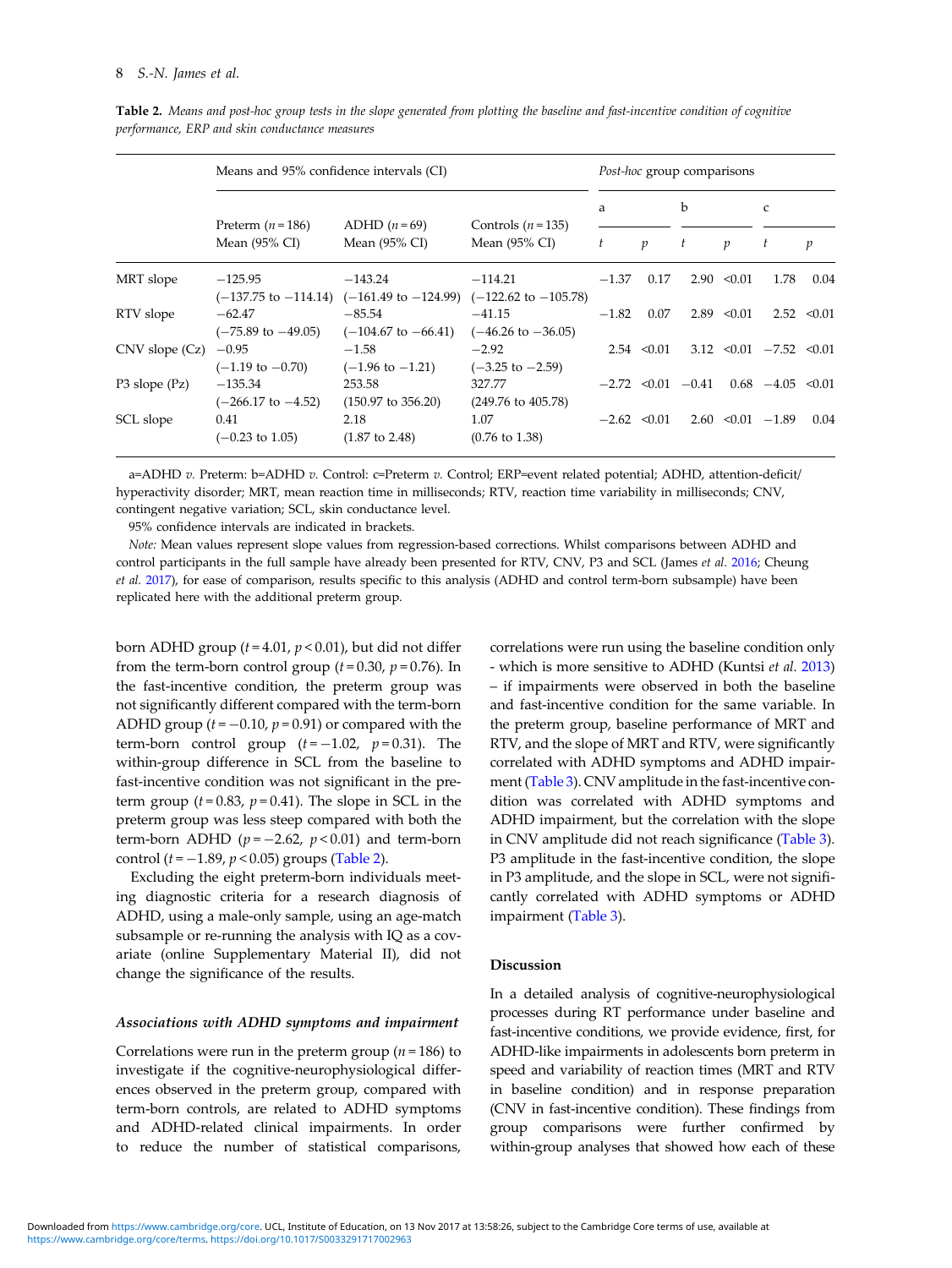**Table 2.** *Means and post-hoc group tests in the slope generated from plotting the baseline and fast-incentive condition of cognitive performance, ERP and skin conductance measures*

| | Means and 95% confidence intervals (CI) | | | *Post-hoc* group comparisons | | | | | |
|---|---|---|---|---|---|---|---|---|---|
| | | | | a | | b | | c | |
| | Preterm ($n = 186$) Mean (95% CI) | ADHD ($n = 69$) Mean (95% CI) | Controls ($n = 135$) Mean (95% CI) | $t$ | $p$ | $t$ | $p$ | $t$ | $p$ |
| MRT slope | −125.95 (−137.75 to −114.14) | −143.24 (−161.49 to −124.99) | −114.21 (−122.62 to −105.78) | −1.37 | 0.17 | 2.90 | <0.01 | 1.78 | 0.04 |
| RTV slope | −62.47 (−75.89 to −49.05) | −85.54 (−104.67 to −66.41) | −41.15 (−46.26 to −36.05) | −1.82 | 0.07 | 2.89 | <0.01 | 2.52 | <0.01 |
| CNV slope (Cz) | −0.95 (−1.19 to −0.70) | −1.58 (−1.96 to −1.21) | −2.92 (−3.25 to −2.59) | 2.54 | <0.01 | 3.12 | <0.01 | −7.52 | <0.01 |
| P3 slope (Pz) | −135.34 (−266.17 to −4.52) | 253.58 (150.97 to 356.20) | 327.77 (249.76 to 405.78) | −2.72 | <0.01 | −0.41 | 0.68 | −4.05 | <0.01 |
| SCL slope | 0.41 (−0.23 to 1.05) | 2.18 (1.87 to 2.48) | 1.07 (0.76 to 1.38) | −2.62 | <0.01 | 2.60 | <0.01 | −1.89 | 0.04 |

a=ADHD *v.* Preterm: b=ADHD *v.* Control: c=Preterm *v.* Control; ERP=event related potential; ADHD, attention-deficit/hyperactivity disorder; MRT, mean reaction time in milliseconds; RTV, reaction time variability in milliseconds; CNV, contingent negative variation; SCL, skin conductance level.

95% confidence intervals are indicated in brackets.

*Note:* Mean values represent slope values from regression-based corrections. Whilst comparisons between ADHD and control participants in the full sample have already been presented for RTV, CNV, P3 and SCL (James *et al.* 2016; Cheung *et al.* 2017), for ease of comparison, results specific to this analysis (ADHD and control term-born subsample) have been replicated here with the additional preterm group.

born ADHD group ($t = 4.01$, $p < 0.01$), but did not differ from the term-born control group ($t = 0.30$, $p = 0.76$). In the fast-incentive condition, the preterm group was not significantly different compared with the term-born ADHD group ($t = -0.10$, $p = 0.91$) or compared with the term-born control group ($t = -1.02$, $p = 0.31$). The within-group difference in SCL from the baseline to fast-incentive condition was not significant in the preterm group ($t = 0.83$, $p = 0.41$). The slope in SCL in the preterm group was less steep compared with both the term-born ADHD ($p = -2.62$, $p < 0.01$) and term-born control ($t = -1.89$, $p < 0.05$) groups (Table 2).

Excluding the eight preterm-born individuals meeting diagnostic criteria for a research diagnosis of ADHD, using a male-only sample, using an age-match subsample or re-running the analysis with IQ as a covariate (online Supplementary Material II), did not change the significance of the results.

### *Associations with ADHD symptoms and impairment*

Correlations were run in the preterm group ($n = 186$) to investigate if the cognitive-neurophysiological differences observed in the preterm group, compared with term-born controls, are related to ADHD symptoms and ADHD-related clinical impairments. In order to reduce the number of statistical comparisons, correlations were run using the baseline condition only - which is more sensitive to ADHD (Kuntsi *et al.* 2013) – if impairments were observed in both the baseline and fast-incentive condition for the same variable. In the preterm group, baseline performance of MRT and RTV, and the slope of MRT and RTV, were significantly correlated with ADHD symptoms and ADHD impairment (Table 3). CNV amplitude in the fast-incentive condition was correlated with ADHD symptoms and ADHD impairment, but the correlation with the slope in CNV amplitude did not reach significance (Table 3). P3 amplitude in the fast-incentive condition, the slope in P3 amplitude, and the slope in SCL, were not significantly correlated with ADHD symptoms or ADHD impairment (Table 3).

## Discussion

In a detailed analysis of cognitive-neurophysiological processes during RT performance under baseline and fast-incentive conditions, we provide evidence, first, for ADHD-like impairments in adolescents born preterm in speed and variability of reaction times (MRT and RTV in baseline condition) and in response preparation (CNV in fast-incentive condition). These findings from group comparisons were further confirmed by within-group analyses that showed how each of these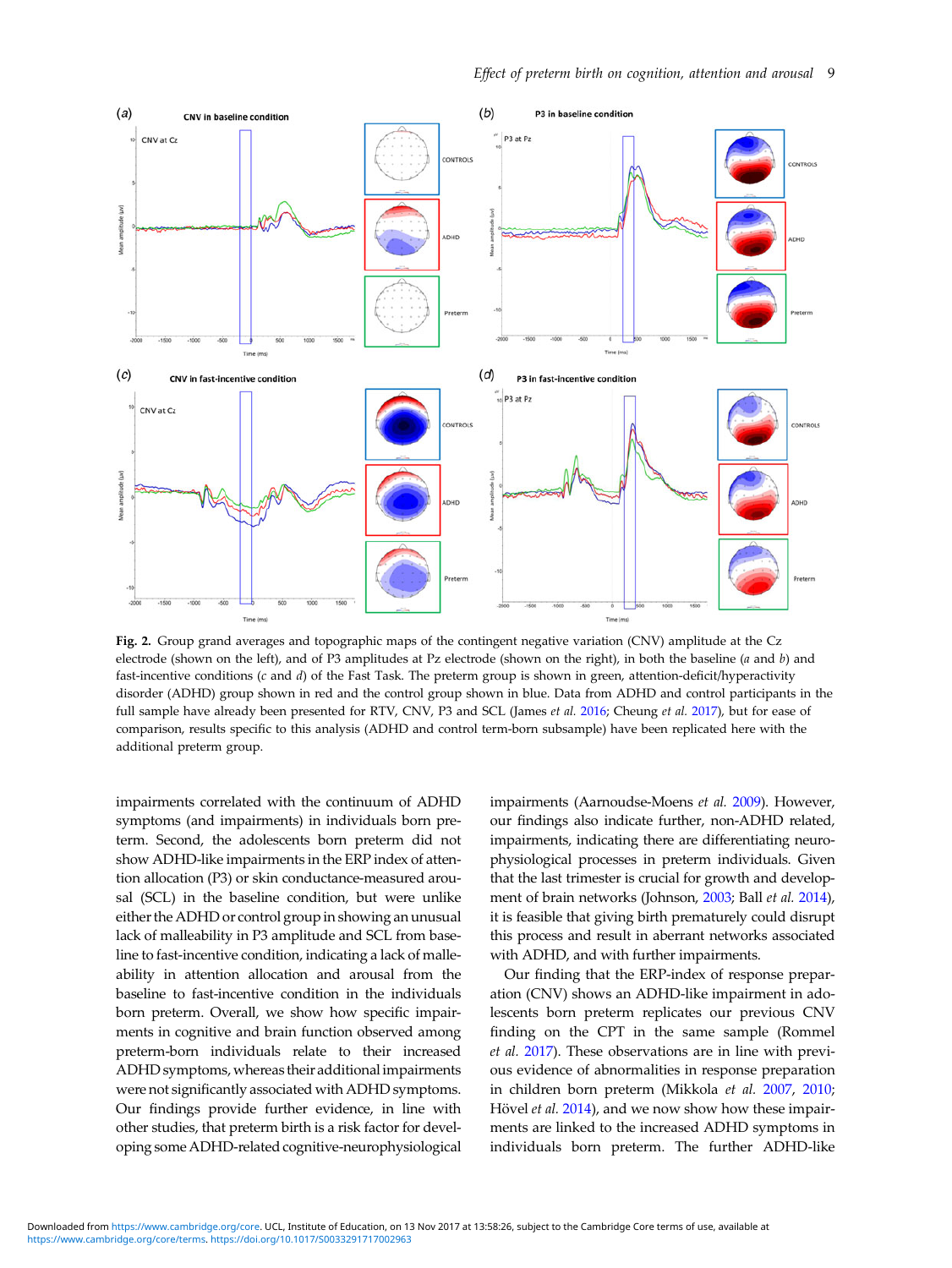**Fig. 2.** Group grand averages and topographic maps of the contingent negative variation (CNV) amplitude at the Cz electrode (shown on the left), and of P3 amplitudes at Pz electrode (shown on the right), in both the baseline (*a* and *b*) and fast-incentive conditions (*c* and *d*) of the Fast Task. The preterm group is shown in green, attention-deficit/hyperactivity disorder (ADHD) group shown in red and the control group shown in blue. Data from ADHD and control participants in the full sample have already been presented for RTV, CNV, P3 and SCL (James *et al.* 2016; Cheung *et al.* 2017), but for ease of comparison, results specific to this analysis (ADHD and control term-born subsample) have been replicated here with the additional preterm group.

impairments correlated with the continuum of ADHD symptoms (and impairments) in individuals born preterm. Second, the adolescents born preterm did not show ADHD-like impairments in the ERP index of attention allocation (P3) or skin conductance-measured arousal (SCL) in the baseline condition, but were unlike either the ADHD or control group in showing an unusual lack of malleability in P3 amplitude and SCL from baseline to fast-incentive condition, indicating a lack of malleability in attention allocation and arousal from the baseline to fast-incentive condition in the individuals born preterm. Overall, we show how specific impairments in cognitive and brain function observed among preterm-born individuals relate to their increased ADHD symptoms, whereas their additional impairments were not significantly associated with ADHD symptoms. Our findings provide further evidence, in line with other studies, that preterm birth is a risk factor for developing some ADHD-related cognitive-neurophysiological impairments (Aarnoudse-Moens *et al.* 2009). However, our findings also indicate further, non-ADHD related, impairments, indicating there are differentiating neurophysiological processes in preterm individuals. Given that the last trimester is crucial for growth and development of brain networks (Johnson, 2003; Ball *et al.* 2014), it is feasible that giving birth prematurely could disrupt this process and result in aberrant networks associated with ADHD, and with further impairments.

Our finding that the ERP-index of response preparation (CNV) shows an ADHD-like impairment in adolescents born preterm replicates our previous CNV finding on the CPT in the same sample (Rommel *et al.* 2017). These observations are in line with previous evidence of abnormalities in response preparation in children born preterm (Mikkola *et al.* 2007, 2010; Hövel *et al.* 2014), and we now show how these impairments are linked to the increased ADHD symptoms in individuals born preterm. The further ADHD-like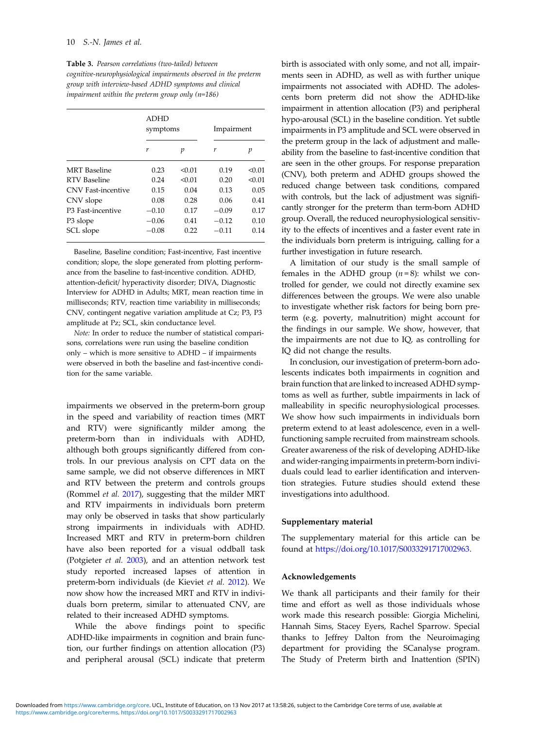**Table 3.** *Pearson correlations (two-tailed) between cognitive-neurophysiological impairments observed in the preterm group with interview-based ADHD symptoms and clinical impairment within the preterm group only (n=186)*

| | ADHD symptoms | | Impairment | |
|---|---|---|---|---|
| | *r* | *p* | *r* | *p* |
| MRT Baseline | 0.23 | <0.01 | 0.19 | <0.01 |
| RTV Baseline | 0.24 | <0.01 | 0.20 | <0.01 |
| CNV Fast-incentive | 0.15 | 0.04 | 0.13 | 0.05 |
| CNV slope | 0.08 | 0.28 | 0.06 | 0.41 |
| P3 Fast-incentive | −0.10 | 0.17 | −0.09 | 0.17 |
| P3 slope | −0.06 | 0.41 | −0.12 | 0.10 |
| SCL slope | −0.08 | 0.22 | −0.11 | 0.14 |

Baseline, Baseline condition; Fast-incentive, Fast incentive condition; slope, the slope generated from plotting performance from the baseline to fast-incentive condition. ADHD, attention-deficit/ hyperactivity disorder; DIVA, Diagnostic Interview for ADHD in Adults; MRT, mean reaction time in milliseconds; RTV, reaction time variability in milliseconds; CNV, contingent negative variation amplitude at Cz; P3, P3 amplitude at Pz; SCL, skin conductance level.

*Note:* In order to reduce the number of statistical comparisons, correlations were run using the baseline condition only – which is more sensitive to ADHD – if impairments were observed in both the baseline and fast-incentive condition for the same variable.

impairments we observed in the preterm-born group in the speed and variability of reaction times (MRT and RTV) were significantly milder among the preterm-born than in individuals with ADHD, although both groups significantly differed from controls. In our previous analysis on CPT data on the same sample, we did not observe differences in MRT and RTV between the preterm and controls groups (Rommel *et al.* 2017), suggesting that the milder MRT and RTV impairments in individuals born preterm may only be observed in tasks that show particularly strong impairments in individuals with ADHD. Increased MRT and RTV in preterm-born children have also been reported for a visual oddball task (Potgieter *et al.* 2003), and an attention network test study reported increased lapses of attention in preterm-born individuals (de Kieviet *et al.* 2012). We now show how the increased MRT and RTV in individuals born preterm, similar to attenuated CNV, are related to their increased ADHD symptoms.

While the above findings point to specific ADHD-like impairments in cognition and brain function, our further findings on attention allocation (P3) and peripheral arousal (SCL) indicate that preterm birth is associated with only some, and not all, impairments seen in ADHD, as well as with further unique impairments not associated with ADHD. The adolescents born preterm did not show the ADHD-like impairment in attention allocation (P3) and peripheral hypo-arousal (SCL) in the baseline condition. Yet subtle impairments in P3 amplitude and SCL were observed in the preterm group in the lack of adjustment and malleability from the baseline to fast-incentive condition that are seen in the other groups. For response preparation (CNV), both preterm and ADHD groups showed the reduced change between task conditions, compared with controls, but the lack of adjustment was significantly stronger for the preterm than term-born ADHD group. Overall, the reduced neurophysiological sensitivity to the effects of incentives and a faster event rate in the individuals born preterm is intriguing, calling for a further investigation in future research.

A limitation of our study is the small sample of females in the ADHD group ($n = 8$): whilst we controlled for gender, we could not directly examine sex differences between the groups. We were also unable to investigate whether risk factors for being born preterm (e.g. poverty, malnutrition) might account for the findings in our sample. We show, however, that the impairments are not due to IQ, as controlling for IQ did not change the results.

In conclusion, our investigation of preterm-born adolescents indicates both impairments in cognition and brain function that are linked to increased ADHD symptoms as well as further, subtle impairments in lack of malleability in specific neurophysiological processes. We show how such impairments in individuals born preterm extend to at least adolescence, even in a well-functioning sample recruited from mainstream schools. Greater awareness of the risk of developing ADHD-like and wider-ranging impairments in preterm-born individuals could lead to earlier identification and intervention strategies. Future studies should extend these investigations into adulthood.

## Supplementary material

The supplementary material for this article can be found at https://doi.org/10.1017/S0033291717002963.

## Acknowledgements

We thank all participants and their family for their time and effort as well as those individuals whose work made this research possible: Giorgia Michelini, Hannah Sims, Stacey Eyers, Rachel Sparrow. Special thanks to Jeffrey Dalton from the Neuroimaging department for providing the SCanalyse program. The Study of Preterm birth and Inattention (SPIN)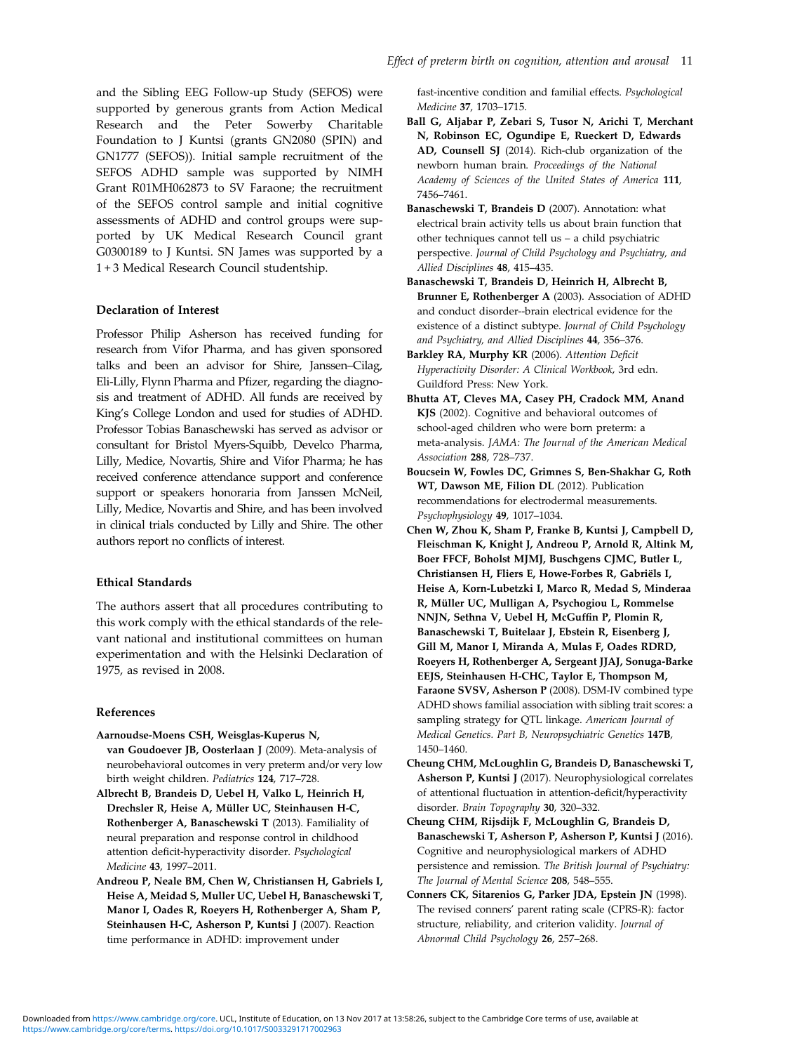and the Sibling EEG Follow-up Study (SEFOS) were supported by generous grants from Action Medical Research and the Peter Sowerby Charitable Foundation to J Kuntsi (grants GN2080 (SPIN) and GN1777 (SEFOS)). Initial sample recruitment of the SEFOS ADHD sample was supported by NIMH Grant R01MH062873 to SV Faraone; the recruitment of the SEFOS control sample and initial cognitive assessments of ADHD and control groups were supported by UK Medical Research Council grant G0300189 to J Kuntsi. SN James was supported by a 1 + 3 Medical Research Council studentship.

### Declaration of Interest

Professor Philip Asherson has received funding for research from Vifor Pharma, and has given sponsored talks and been an advisor for Shire, Janssen–Cilag, Eli-Lilly, Flynn Pharma and Pfizer, regarding the diagnosis and treatment of ADHD. All funds are received by King's College London and used for studies of ADHD. Professor Tobias Banaschewski has served as advisor or consultant for Bristol Myers-Squibb, Develco Pharma, Lilly, Medice, Novartis, Shire and Vifor Pharma; he has received conference attendance support and conference support or speakers honoraria from Janssen McNeil, Lilly, Medice, Novartis and Shire, and has been involved in clinical trials conducted by Lilly and Shire. The other authors report no conflicts of interest.

### Ethical Standards

The authors assert that all procedures contributing to this work comply with the ethical standards of the relevant national and institutional committees on human experimentation and with the Helsinki Declaration of 1975, as revised in 2008.

### References

**Aarnoudse-Moens CSH, Weisglas-Kuperus N, van Goudoever JB, Oosterlaan J** (2009). Meta-analysis of neurobehavioral outcomes in very preterm and/or very low birth weight children. *Pediatrics* **124**, 717–728.

**Albrecht B, Brandeis D, Uebel H, Valko L, Heinrich H, Drechsler R, Heise A, Müller UC, Steinhausen H-C, Rothenberger A, Banaschewski T** (2013). Familiality of neural preparation and response control in childhood attention deficit-hyperactivity disorder. *Psychological Medicine* **43**, 1997–2011.

**Andreou P, Neale BM, Chen W, Christiansen H, Gabriels I, Heise A, Meidad S, Muller UC, Uebel H, Banaschewski T, Manor I, Oades R, Roeyers H, Rothenberger A, Sham P, Steinhausen H-C, Asherson P, Kuntsi J** (2007). Reaction time performance in ADHD: improvement under fast-incentive condition and familial effects. *Psychological Medicine* **37**, 1703–1715.

**Ball G, Aljabar P, Zebari S, Tusor N, Arichi T, Merchant N, Robinson EC, Ogundipe E, Rueckert D, Edwards AD, Counsell SJ** (2014). Rich-club organization of the newborn human brain. *Proceedings of the National Academy of Sciences of the United States of America* **111**, 7456–7461.

**Banaschewski T, Brandeis D** (2007). Annotation: what electrical brain activity tells us about brain function that other techniques cannot tell us – a child psychiatric perspective. *Journal of Child Psychology and Psychiatry, and Allied Disciplines* **48**, 415–435.

**Banaschewski T, Brandeis D, Heinrich H, Albrecht B, Brunner E, Rothenberger A** (2003). Association of ADHD and conduct disorder--brain electrical evidence for the existence of a distinct subtype. *Journal of Child Psychology and Psychiatry, and Allied Disciplines* **44**, 356–376.

**Barkley RA, Murphy KR** (2006). *Attention Deficit Hyperactivity Disorder: A Clinical Workbook*, 3rd edn. Guildford Press: New York.

**Bhutta AT, Cleves MA, Casey PH, Cradock MM, Anand KJS** (2002). Cognitive and behavioral outcomes of school-aged children who were born preterm: a meta-analysis. *JAMA: The Journal of the American Medical Association* **288**, 728–737.

**Boucsein W, Fowles DC, Grimnes S, Ben-Shakhar G, Roth WT, Dawson ME, Filion DL** (2012). Publication recommendations for electrodermal measurements. *Psychophysiology* **49**, 1017–1034.

**Chen W, Zhou K, Sham P, Franke B, Kuntsi J, Campbell D, Fleischman K, Knight J, Andreou P, Arnold R, Altink M, Boer FFCF, Boholst MJMJ, Buschgens CJMC, Butler L, Christiansen H, Fliers E, Howe-Forbes R, Gabriëls I, Heise A, Korn-Lubetzki I, Marco R, Medad S, Minderaa R, Müller UC, Mulligan A, Psychogiou L, Rommelse NNJN, Sethna V, Uebel H, McGuffin P, Plomin R, Banaschewski T, Buitelaar J, Ebstein R, Eisenberg J, Gill M, Manor I, Miranda A, Mulas F, Oades RDRD, Roeyers H, Rothenberger A, Sergeant JJAJ, Sonuga-Barke EEJS, Steinhausen H-CHC, Taylor E, Thompson M, Faraone SVSV, Asherson P** (2008). DSM-IV combined type ADHD shows familial association with sibling trait scores: a sampling strategy for QTL linkage. *American Journal of Medical Genetics. Part B, Neuropsychiatric Genetics* **147B**, 1450–1460.

**Cheung CHM, McLoughlin G, Brandeis D, Banaschewski T, Asherson P, Kuntsi J** (2017). Neurophysiological correlates of attentional fluctuation in attention-deficit/hyperactivity disorder. *Brain Topography* **30**, 320–332.

**Cheung CHM, Rijsdijk F, McLoughlin G, Brandeis D, Banaschewski T, Asherson P, Asherson P, Kuntsi J** (2016). Cognitive and neurophysiological markers of ADHD persistence and remission. *The British Journal of Psychiatry: The Journal of Mental Science* **208**, 548–555.

**Conners CK, Sitarenios G, Parker JDA, Epstein JN** (1998). The revised conners' parent rating scale (CPRS-R): factor structure, reliability, and criterion validity. *Journal of Abnormal Child Psychology* **26**, 257–268.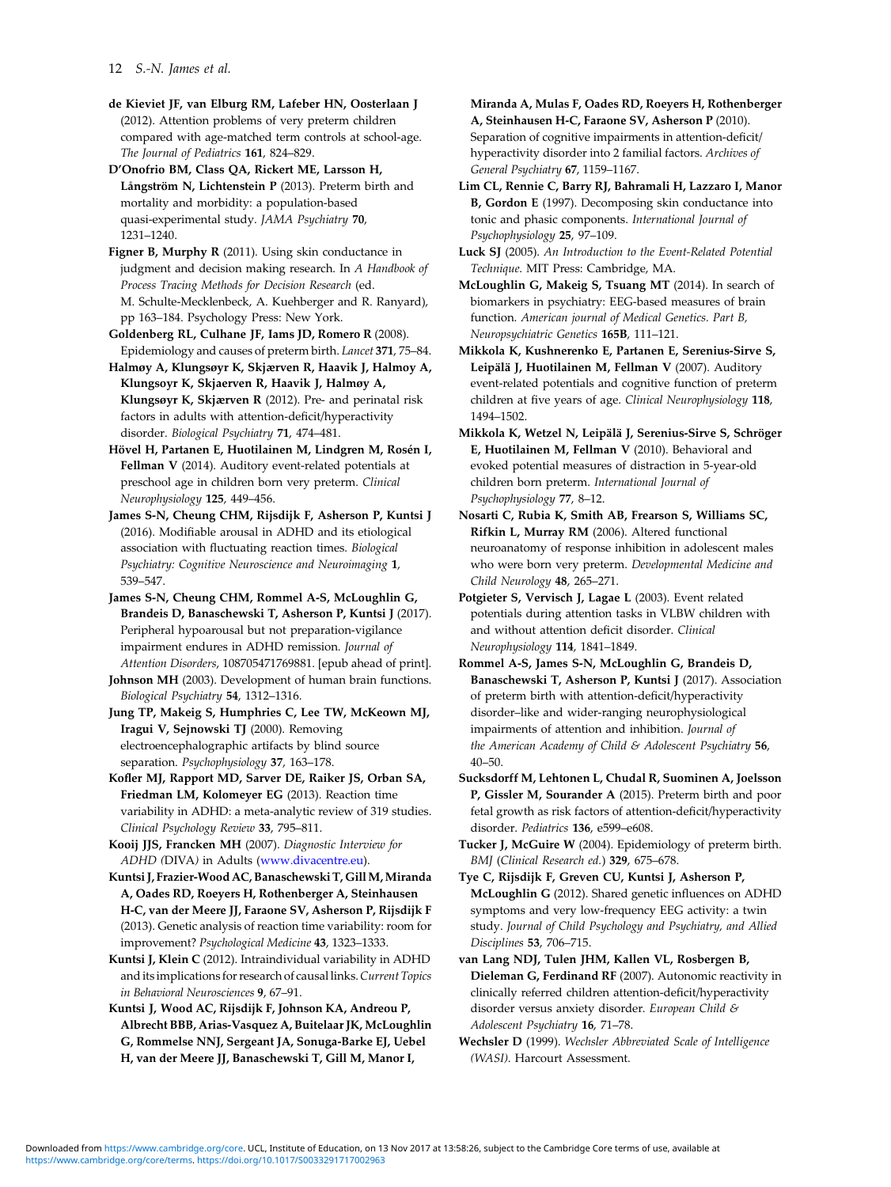**de Kieviet JF, van Elburg RM, Lafeber HN, Oosterlaan J** (2012). Attention problems of very preterm children compared with age-matched term controls at school-age. *The Journal of Pediatrics* **161**, 824–829.

**D'Onofrio BM, Class QA, Rickert ME, Larsson H, Långström N, Lichtenstein P** (2013). Preterm birth and mortality and morbidity: a population-based quasi-experimental study. *JAMA Psychiatry* **70**, 1231–1240.

**Figner B, Murphy R** (2011). Using skin conductance in judgment and decision making research. In *A Handbook of Process Tracing Methods for Decision Research* (ed. M. Schulte-Mecklenbeck, A. Kuehberger and R. Ranyard), pp 163–184. Psychology Press: New York.

**Goldenberg RL, Culhane JF, Iams JD, Romero R** (2008). Epidemiology and causes of preterm birth. *Lancet* **371**, 75–84.

**Halmøy A, Klungsøyr K, Skjærven R, Haavik J, Halmoy A, Klungsoyr K, Skjaerven R, Haavik J, Halmøy A, Klungsøyr K, Skjærven R** (2012). Pre- and perinatal risk factors in adults with attention-deficit/hyperactivity disorder. *Biological Psychiatry* **71**, 474–481.

**Hövel H, Partanen E, Huotilainen M, Lindgren M, Rosén I, Fellman V** (2014). Auditory event-related potentials at preschool age in children born very preterm. *Clinical Neurophysiology* **125**, 449–456.

**James S-N, Cheung CHM, Rijsdijk F, Asherson P, Kuntsi J** (2016). Modifiable arousal in ADHD and its etiological association with fluctuating reaction times. *Biological Psychiatry: Cognitive Neuroscience and Neuroimaging* **1**, 539–547.

**James S-N, Cheung CHM, Rommel A-S, McLoughlin G, Brandeis D, Banaschewski T, Asherson P, Kuntsi J** (2017). Peripheral hypoarousal but not preparation-vigilance impairment endures in ADHD remission. *Journal of Attention Disorders*, 108705471769881. [epub ahead of print].

**Johnson MH** (2003). Development of human brain functions. *Biological Psychiatry* **54**, 1312–1316.

**Jung TP, Makeig S, Humphries C, Lee TW, McKeown MJ, Iragui V, Sejnowski TJ** (2000). Removing electroencephalographic artifacts by blind source separation. *Psychophysiology* **37**, 163–178.

**Kofler MJ, Rapport MD, Sarver DE, Raiker JS, Orban SA, Friedman LM, Kolomeyer EG** (2013). Reaction time variability in ADHD: a meta-analytic review of 319 studies. *Clinical Psychology Review* **33**, 795–811.

**Kooij JJS, Francken MH** (2007). *Diagnostic Interview for ADHD (*DIVA*)* in Adults (www.divacentre.eu).

**Kuntsi J, Frazier-Wood AC, Banaschewski T, Gill M, Miranda A, Oades RD, Roeyers H, Rothenberger A, Steinhausen H-C, van der Meere JJ, Faraone SV, Asherson P, Rijsdijk F** (2013). Genetic analysis of reaction time variability: room for improvement? *Psychological Medicine* **43**, 1323–1333.

**Kuntsi J, Klein C** (2012). Intraindividual variability in ADHD and its implications for research of causal links. *Current Topics in Behavioral Neurosciences* **9**, 67–91.

**Kuntsi J, Wood AC, Rijsdijk F, Johnson KA, Andreou P, Albrecht BBB, Arias-Vasquez A, Buitelaar JK, McLoughlin G, Rommelse NNJ, Sergeant JA, Sonuga-Barke EJ, Uebel H, van der Meere JJ, Banaschewski T, Gill M, Manor I, Miranda A, Mulas F, Oades RD, Roeyers H, Rothenberger A, Steinhausen H-C, Faraone SV, Asherson P** (2010). Separation of cognitive impairments in attention-deficit/hyperactivity disorder into 2 familial factors. *Archives of General Psychiatry* **67**, 1159–1167.

**Lim CL, Rennie C, Barry RJ, Bahramali H, Lazzaro I, Manor B, Gordon E** (1997). Decomposing skin conductance into tonic and phasic components. *International Journal of Psychophysiology* **25**, 97–109.

**Luck SJ** (2005). *An Introduction to the Event-Related Potential Technique*. MIT Press: Cambridge, MA.

**McLoughlin G, Makeig S, Tsuang MT** (2014). In search of biomarkers in psychiatry: EEG-based measures of brain function. *American journal of Medical Genetics. Part B, Neuropsychiatric Genetics* **165B**, 111–121.

**Mikkola K, Kushnerenko E, Partanen E, Serenius-Sirve S, Leipälä J, Huotilainen M, Fellman V** (2007). Auditory event-related potentials and cognitive function of preterm children at five years of age. *Clinical Neurophysiology* **118**, 1494–1502.

**Mikkola K, Wetzel N, Leipälä J, Serenius-Sirve S, Schröger E, Huotilainen M, Fellman V** (2010). Behavioral and evoked potential measures of distraction in 5-year-old children born preterm. *International Journal of Psychophysiology* **77**, 8–12.

**Nosarti C, Rubia K, Smith AB, Frearson S, Williams SC, Rifkin L, Murray RM** (2006). Altered functional neuroanatomy of response inhibition in adolescent males who were born very preterm. *Developmental Medicine and Child Neurology* **48**, 265–271.

**Potgieter S, Vervisch J, Lagae L** (2003). Event related potentials during attention tasks in VLBW children with and without attention deficit disorder. *Clinical Neurophysiology* **114**, 1841–1849.

**Rommel A-S, James S-N, McLoughlin G, Brandeis D, Banaschewski T, Asherson P, Kuntsi J** (2017). Association of preterm birth with attention-deficit/hyperactivity disorder–like and wider-ranging neurophysiological impairments of attention and inhibition. *Journal of the American Academy of Child & Adolescent Psychiatry* **56**, 40–50.

**Sucksdorff M, Lehtonen L, Chudal R, Suominen A, Joelsson P, Gissler M, Sourander A** (2015). Preterm birth and poor fetal growth as risk factors of attention-deficit/hyperactivity disorder. *Pediatrics* **136**, e599–e608.

**Tucker J, McGuire W** (2004). Epidemiology of preterm birth. *BMJ* (*Clinical Research ed.*) **329**, 675–678.

**Tye C, Rijsdijk F, Greven CU, Kuntsi J, Asherson P, McLoughlin G** (2012). Shared genetic influences on ADHD symptoms and very low-frequency EEG activity: a twin study. *Journal of Child Psychology and Psychiatry, and Allied Disciplines* **53**, 706–715.

**van Lang NDJ, Tulen JHM, Kallen VL, Rosbergen B, Dieleman G, Ferdinand RF** (2007). Autonomic reactivity in clinically referred children attention-deficit/hyperactivity disorder versus anxiety disorder. *European Child & Adolescent Psychiatry* **16**, 71–78.

**Wechsler D** (1999). *Wechsler Abbreviated Scale of Intelligence (WASI)*. Harcourt Assessment.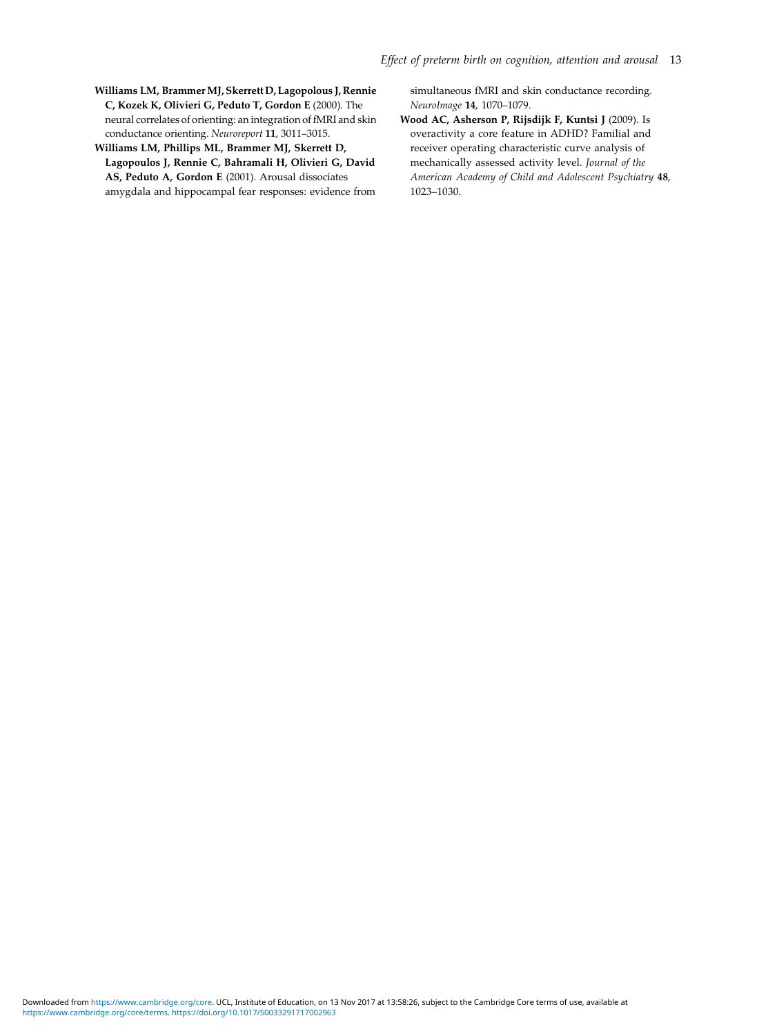**Williams LM, Brammer MJ, Skerrett D, Lagopolous J, Rennie C, Kozek K, Olivieri G, Peduto T, Gordon E** (2000). The neural correlates of orienting: an integration of fMRI and skin conductance orienting. *Neuroreport* **11**, 3011–3015.

**Williams LM, Phillips ML, Brammer MJ, Skerrett D, Lagopoulos J, Rennie C, Bahramali H, Olivieri G, David AS, Peduto A, Gordon E** (2001). Arousal dissociates amygdala and hippocampal fear responses: evidence from simultaneous fMRI and skin conductance recording. *NeuroImage* **14**, 1070–1079.

**Wood AC, Asherson P, Rijsdijk F, Kuntsi J** (2009). Is overactivity a core feature in ADHD? Familial and receiver operating characteristic curve analysis of mechanically assessed activity level. *Journal of the American Academy of Child and Adolescent Psychiatry* **48**, 1023–1030.